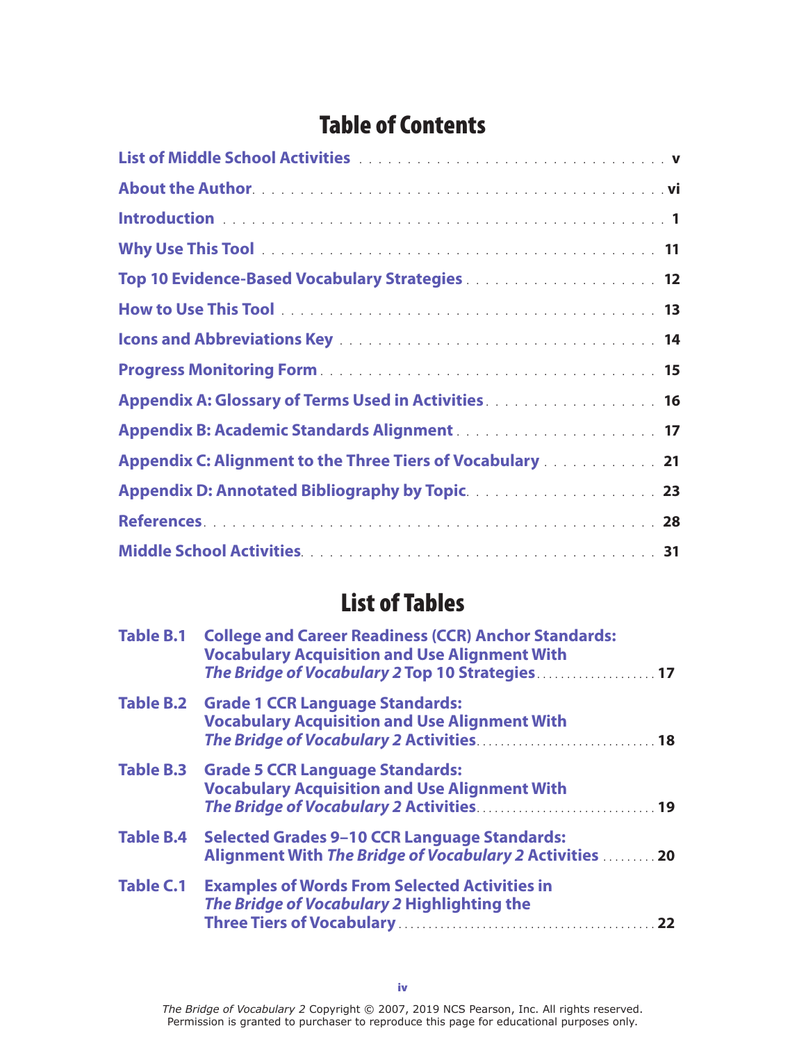# Table of Contents

| | |
|---|---|
| List of Middle School Activities | v |
| About the Author | vi |
| Introduction | 1 |
| Why Use This Tool | 11 |
| Top 10 Evidence-Based Vocabulary Strategies | 12 |
| How to Use This Tool | 13 |
| Icons and Abbreviations Key | 14 |
| Progress Monitoring Form | 15 |
| Appendix A: Glossary of Terms Used in Activities | 16 |
| Appendix B: Academic Standards Alignment | 17 |
| Appendix C: Alignment to the Three Tiers of Vocabulary | 21 |
| Appendix D: Annotated Bibliography by Topic | 23 |
| References | 28 |
| Middle School Activities | 31 |

# List of Tables

| | | |
|---|---|---|
| Table B.1 | College and Career Readiness (CCR) Anchor Standards: Vocabulary Acquisition and Use Alignment With *The Bridge of Vocabulary 2* Top 10 Strategies | 17 |
| Table B.2 | Grade 1 CCR Language Standards: Vocabulary Acquisition and Use Alignment With *The Bridge of Vocabulary 2* Activities | 18 |
| Table B.3 | Grade 5 CCR Language Standards: Vocabulary Acquisition and Use Alignment With *The Bridge of Vocabulary 2* Activities | 19 |
| Table B.4 | Selected Grades 9–10 CCR Language Standards: Alignment With *The Bridge of Vocabulary 2* Activities | 20 |
| Table C.1 | Examples of Words From Selected Activities in *The Bridge of Vocabulary 2* Highlighting the Three Tiers of Vocabulary | 22 |

*The Bridge of Vocabulary 2* Copyright © 2007, 2019 NCS Pearson, Inc. All rights reserved. Permission is granted to purchaser to reproduce this page for educational purposes only.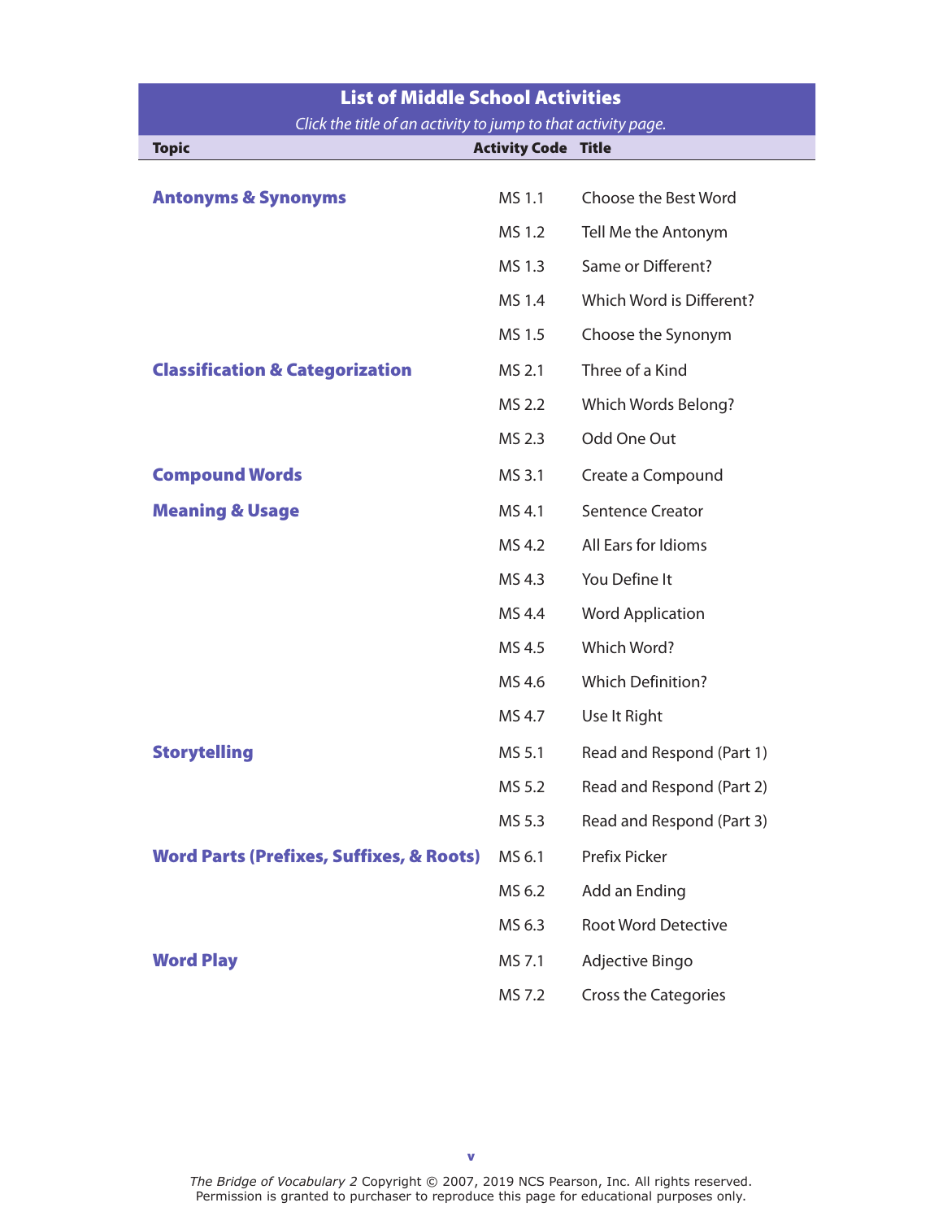## List of Middle School Activities

*Click the title of an activity to jump to that activity page.*

| Topic | Activity Code | Title |
| --- | --- | --- |
| **Antonyms & Synonyms** | MS 1.1 | Choose the Best Word |
| | MS 1.2 | Tell Me the Antonym |
| | MS 1.3 | Same or Different? |
| | MS 1.4 | Which Word is Different? |
| | MS 1.5 | Choose the Synonym |
| **Classification & Categorization** | MS 2.1 | Three of a Kind |
| | MS 2.2 | Which Words Belong? |
| | MS 2.3 | Odd One Out |
| **Compound Words** | MS 3.1 | Create a Compound |
| **Meaning & Usage** | MS 4.1 | Sentence Creator |
| | MS 4.2 | All Ears for Idioms |
| | MS 4.3 | You Define It |
| | MS 4.4 | Word Application |
| | MS 4.5 | Which Word? |
| | MS 4.6 | Which Definition? |
| | MS 4.7 | Use It Right |
| **Storytelling** | MS 5.1 | Read and Respond (Part 1) |
| | MS 5.2 | Read and Respond (Part 2) |
| | MS 5.3 | Read and Respond (Part 3) |
| **Word Parts (Prefixes, Suffixes, & Roots)** | MS 6.1 | Prefix Picker |
| | MS 6.2 | Add an Ending |
| | MS 6.3 | Root Word Detective |
| **Word Play** | MS 7.1 | Adjective Bingo |
| | MS 7.2 | Cross the Categories |

*The Bridge of Vocabulary 2* Copyright © 2007, 2019 NCS Pearson, Inc. All rights reserved.
Permission is granted to purchaser to reproduce this page for educational purposes only.